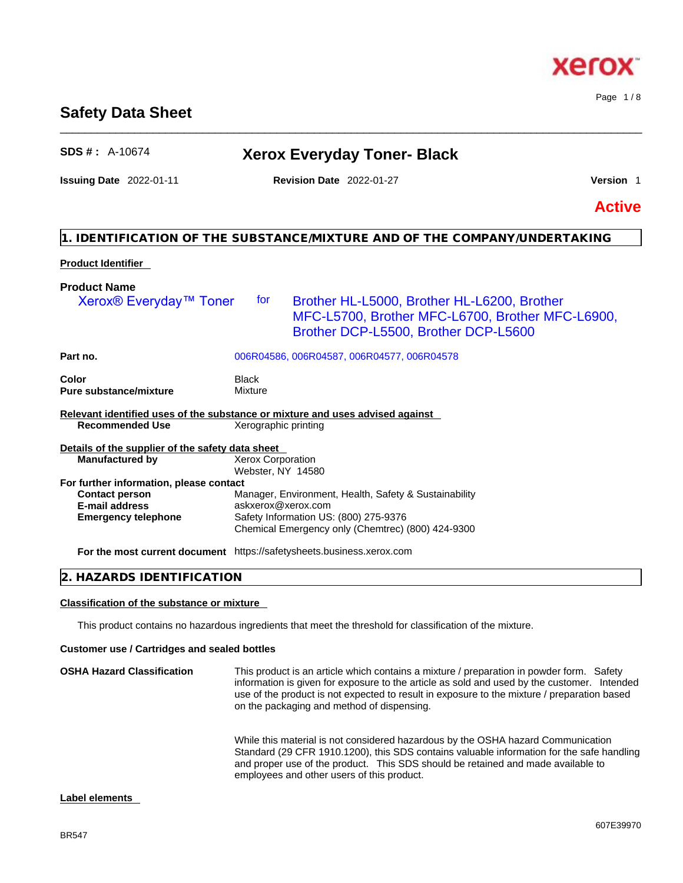# Safety Data Sheet

**SDS # :** A-10674

## Xerox Everyday Toner- Black

**Issuing Date** 2022-01-11 **Revision Date** 2022-01-27 **Version** 1

**Active**

## 1. IDENTIFICATION OF THE SUBSTANCE/MIXTURE AND OF THE COMPANY/UNDERTAKING

**Product Identifier**

**Product Name**

Xerox® Everyday™ Toner for Brother HL-L5000, Brother HL-L6200, Brother MFC-L5700, Brother MFC-L6700, Brother MFC-L6900, Brother DCP-L5500, Brother DCP-L5600

| | |
|---|---|
| **Part no.** | 006R04586, 006R04587, 006R04577, 006R04578 |
| **Color** | Black |
| **Pure substance/mixture** | Mixture |

**Relevant identified uses of the substance or mixture and uses advised against**

| | |
|---|---|
| **Recommended Use** | Xerographic printing |

**Details of the supplier of the safety data sheet**

| | |
|---|---|
| **Manufactured by** | Xerox Corporation<br>Webster, NY 14580 |

**For further information, please contact**

| | |
|---|---|
| **Contact person** | Manager, Environment, Health, Safety & Sustainability |
| **E-mail address** | askxerox@xerox.com |
| **Emergency telephone** | Safety Information US: (800) 275-9376<br>Chemical Emergency only (Chemtrec) (800) 424-9300 |
| **For the most current document** | https://safetysheets.business.xerox.com |

## 2. HAZARDS IDENTIFICATION

**Classification of the substance or mixture**

This product contains no hazardous ingredients that meet the threshold for classification of the mixture.

**Customer use / Cartridges and sealed bottles**

**OSHA Hazard Classification**

This product is an article which contains a mixture / preparation in powder form. Safety information is given for exposure to the article as sold and used by the customer. Intended use of the product is not expected to result in exposure to the mixture / preparation based on the packaging and method of dispensing.

While this material is not considered hazardous by the OSHA hazard Communication Standard (29 CFR 1910.1200), this SDS contains valuable information for the safe handling and proper use of the product. This SDS should be retained and made available to employees and other users of this product.

**Label elements**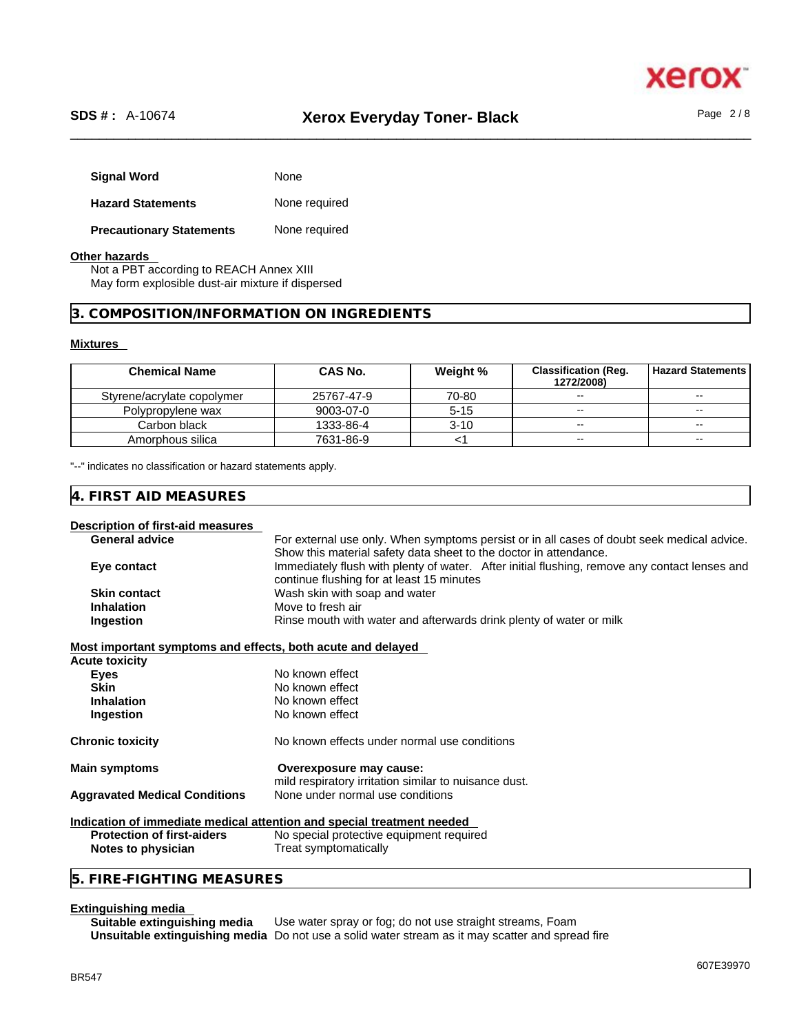**Signal Word** None

**Hazard Statements** None required

**Precautionary Statements** None required

**Other hazards**

Not a PBT according to REACH Annex XIII
May form explosible dust-air mixture if dispersed

## 3. COMPOSITION/INFORMATION ON INGREDIENTS

**Mixtures**

| Chemical Name | CAS No. | Weight % | Classification (Reg. 1272/2008) | Hazard Statements |
|---|---|---|---|---|
| Styrene/acrylate copolymer | 25767-47-9 | 70-80 | -- | -- |
| Polypropylene wax | 9003-07-0 | 5-15 | -- | -- |
| Carbon black | 1333-86-4 | 3-10 | -- | -- |
| Amorphous silica | 7631-86-9 | <1 | -- | -- |

"--" indicates no classification or hazard statements apply.

## 4. FIRST AID MEASURES

**Description of first-aid measures**

**General advice** For external use only. When symptoms persist or in all cases of doubt seek medical advice. Show this material safety data sheet to the doctor in attendance.

**Eye contact** Immediately flush with plenty of water. After initial flushing, remove any contact lenses and continue flushing for at least 15 minutes

**Skin contact** Wash skin with soap and water

**Inhalation** Move to fresh air

**Ingestion** Rinse mouth with water and afterwards drink plenty of water or milk

**Most important symptoms and effects, both acute and delayed**

**Acute toxicity**

**Eyes** No known effect

**Skin** No known effect

**Inhalation** No known effect

**Ingestion** No known effect

**Chronic toxicity** No known effects under normal use conditions

**Main symptoms** **Overexposure may cause:**
mild respiratory irritation similar to nuisance dust.

**Aggravated Medical Conditions** None under normal use conditions

**Indication of immediate medical attention and special treatment needed**

**Protection of first-aiders** No special protective equipment required

**Notes to physician** Treat symptomatically

## 5. FIRE-FIGHTING MEASURES

**Extinguishing media**

**Suitable extinguishing media** Use water spray or fog; do not use straight streams, Foam

**Unsuitable extinguishing media** Do not use a solid water stream as it may scatter and spread fire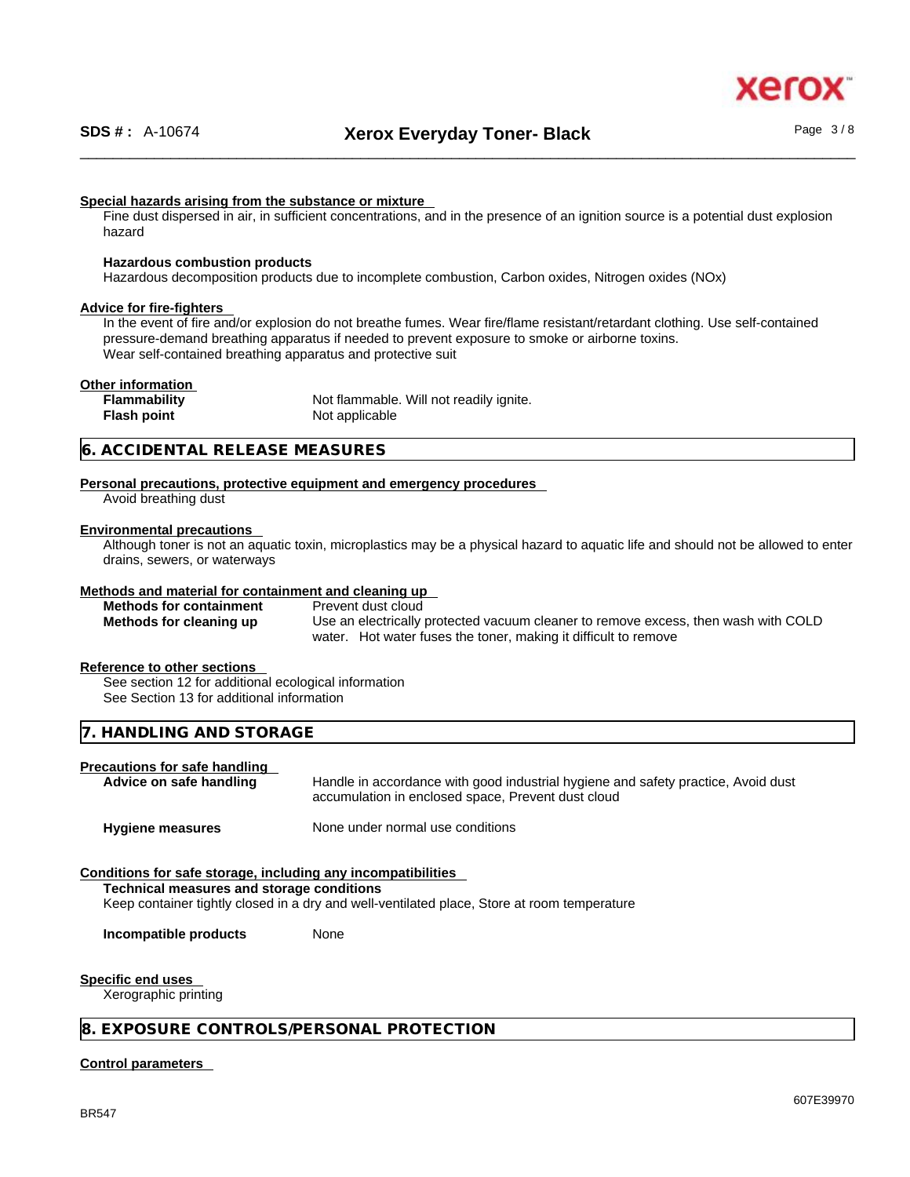**Special hazards arising from the substance or mixture**

Fine dust dispersed in air, in sufficient concentrations, and in the presence of an ignition source is a potential dust explosion hazard

**Hazardous combustion products**

Hazardous decomposition products due to incomplete combustion, Carbon oxides, Nitrogen oxides (NOx)

**Advice for fire-fighters**

In the event of fire and/or explosion do not breathe fumes. Wear fire/flame resistant/retardant clothing. Use self-contained pressure-demand breathing apparatus if needed to prevent exposure to smoke or airborne toxins.
Wear self-contained breathing apparatus and protective suit

**Other information**

| | |
|---|---|
| **Flammability** | Not flammable. Will not readily ignite. |
| **Flash point** | Not applicable |

## 6. ACCIDENTAL RELEASE MEASURES

**Personal precautions, protective equipment and emergency procedures**

Avoid breathing dust

**Environmental precautions**

Although toner is not an aquatic toxin, microplastics may be a physical hazard to aquatic life and should not be allowed to enter drains, sewers, or waterways

**Methods and material for containment and cleaning up**

| | |
|---|---|
| **Methods for containment** | Prevent dust cloud |
| **Methods for cleaning up** | Use an electrically protected vacuum cleaner to remove excess, then wash with COLD water. Hot water fuses the toner, making it difficult to remove |

**Reference to other sections**

See section 12 for additional ecological information
See Section 13 for additional information

## 7. HANDLING AND STORAGE

**Precautions for safe handling**

| | |
|---|---|
| **Advice on safe handling** | Handle in accordance with good industrial hygiene and safety practice, Avoid dust accumulation in enclosed space, Prevent dust cloud |
| **Hygiene measures** | None under normal use conditions |

**Conditions for safe storage, including any incompatibilities**

**Technical measures and storage conditions**

Keep container tightly closed in a dry and well-ventilated place, Store at room temperature

**Incompatible products** None

**Specific end uses**

Xerographic printing

## 8. EXPOSURE CONTROLS/PERSONAL PROTECTION

**Control parameters**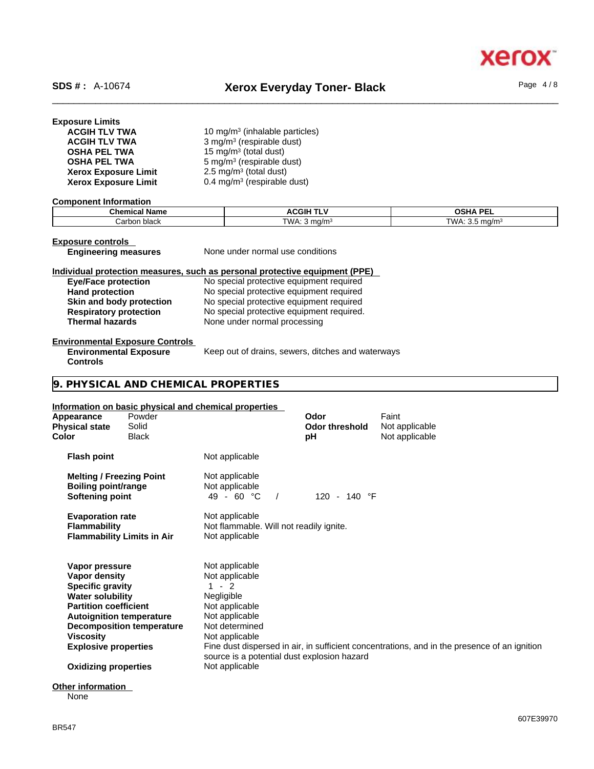**Exposure Limits**

| | |
|---|---|
| **ACGIH TLV TWA** | 10 mg/m³ (inhalable particles) |
| **ACGIH TLV TWA** | 3 mg/m³ (respirable dust) |
| **OSHA PEL TWA** | 15 mg/m³ (total dust) |
| **OSHA PEL TWA** | 5 mg/m³ (respirable dust) |
| **Xerox Exposure Limit** | 2.5 mg/m³ (total dust) |
| **Xerox Exposure Limit** | 0.4 mg/m³ (respirable dust) |

**Component Information**

| Chemical Name | ACGIH TLV | OSHA PEL |
|---|---|---|
| Carbon black | TWA: 3 mg/m³ | TWA: 3.5 mg/m³ |

**Exposure controls**

**Engineering measures** None under normal use conditions

**Individual protection measures, such as personal protective equipment (PPE)**

| | |
|---|---|
| **Eye/Face protection** | No special protective equipment required |
| **Hand protection** | No special protective equipment required |
| **Skin and body protection** | No special protective equipment required |
| **Respiratory protection** | No special protective equipment required. |
| **Thermal hazards** | None under normal processing |

**Environmental Exposure Controls**

**Environmental Exposure Controls** Keep out of drains, sewers, ditches and waterways

## 9. PHYSICAL AND CHEMICAL PROPERTIES

**Information on basic physical and chemical properties**

| | | | |
|---|---|---|---|
| **Appearance** | Powder | **Odor** | Faint |
| **Physical state** | Solid | **Odor threshold** | Not applicable |
| **Color** | Black | **pH** | Not applicable |

| | |
|---|---|
| **Flash point** | Not applicable |
| **Melting / Freezing Point** | Not applicable |
| **Boiling point/range** | Not applicable |
| **Softening point** | 49 - 60 °C / 120 - 140 °F |
| **Evaporation rate** | Not applicable |
| **Flammability** | Not flammable. Will not readily ignite. |
| **Flammability Limits in Air** | Not applicable |
| **Vapor pressure** | Not applicable |
| **Vapor density** | Not applicable |
| **Specific gravity** | 1 - 2 |
| **Water solubility** | Negligible |
| **Partition coefficient** | Not applicable |
| **Autoignition temperature** | Not applicable |
| **Decomposition temperature** | Not determined |
| **Viscosity** | Not applicable |
| **Explosive properties** | Fine dust dispersed in air, in sufficient concentrations, and in the presence of an ignition source is a potential dust explosion hazard |
| **Oxidizing properties** | Not applicable |

**Other information**

None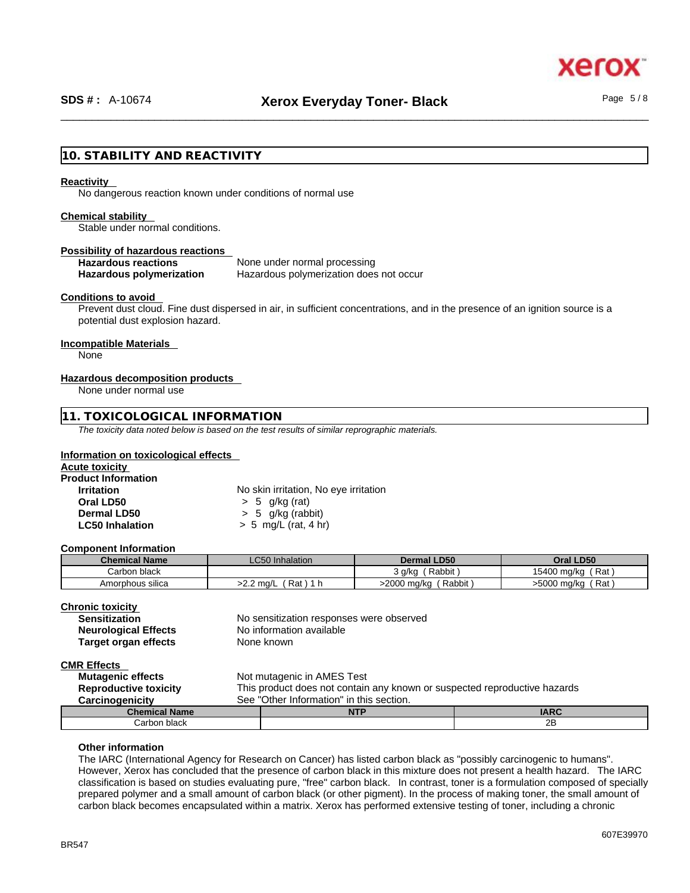## 10. STABILITY AND REACTIVITY

**Reactivity**

No dangerous reaction known under conditions of normal use

**Chemical stability**

Stable under normal conditions.

**Possibility of hazardous reactions**

**Hazardous reactions** None under normal processing
**Hazardous polymerization** Hazardous polymerization does not occur

**Conditions to avoid**

Prevent dust cloud. Fine dust dispersed in air, in sufficient concentrations, and in the presence of an ignition source is a potential dust explosion hazard.

**Incompatible Materials**

None

**Hazardous decomposition products**

None under normal use

## 11. TOXICOLOGICAL INFORMATION

*The toxicity data noted below is based on the test results of similar reprographic materials.*

**Information on toxicological effects**

**Acute toxicity**

**Product Information**

**Irritation** No skin irritation, No eye irritation
**Oral LD50** > 5 g/kg (rat)
**Dermal LD50** > 5 g/kg (rabbit)
**LC50 Inhalation** > 5 mg/L (rat, 4 hr)

**Component Information**

| Chemical Name | LC50 Inhalation | Dermal LD50 | Oral LD50 |
|---|---|---|---|
| Carbon black | | 3 g/kg ( Rabbit ) | 15400 mg/kg ( Rat ) |
| Amorphous silica | >2.2 mg/L ( Rat ) 1 h | >2000 mg/kg ( Rabbit ) | >5000 mg/kg ( Rat ) |

**Chronic toxicity**

**Sensitization** No sensitization responses were observed
**Neurological Effects** No information available
**Target organ effects** None known

**CMR Effects**

**Mutagenic effects** Not mutagenic in AMES Test
**Reproductive toxicity** This product does not contain any known or suspected reproductive hazards
**Carcinogenicity** See "Other Information" in this section.

| Chemical Name | NTP | IARC |
|---|---|---|
| Carbon black | | 2B |

**Other information**

The IARC (International Agency for Research on Cancer) has listed carbon black as "possibly carcinogenic to humans". However, Xerox has concluded that the presence of carbon black in this mixture does not present a health hazard. The IARC classification is based on studies evaluating pure, "free" carbon black. In contrast, toner is a formulation composed of specially prepared polymer and a small amount of carbon black (or other pigment). In the process of making toner, the small amount of carbon black becomes encapsulated within a matrix. Xerox has performed extensive testing of toner, including a chronic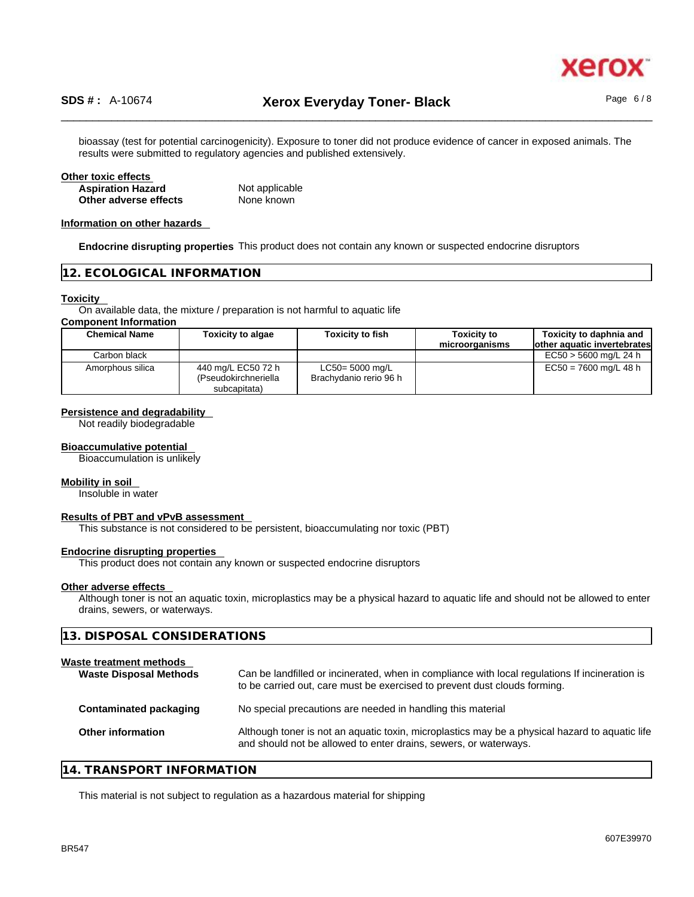bioassay (test for potential carcinogenicity). Exposure to toner did not produce evidence of cancer in exposed animals. The results were submitted to regulatory agencies and published extensively.

**Other toxic effects**

**Aspiration Hazard** Not applicable
**Other adverse effects** None known

**Information on other hazards**

**Endocrine disrupting properties** This product does not contain any known or suspected endocrine disruptors

## 12. ECOLOGICAL INFORMATION

**Toxicity**

On available data, the mixture / preparation is not harmful to aquatic life

**Component Information**

| Chemical Name | Toxicity to algae | Toxicity to fish | Toxicity to microorganisms | Toxicity to daphnia and other aquatic invertebrates |
|---|---|---|---|---|
| Carbon black | | | | EC50 > 5600 mg/L 24 h |
| Amorphous silica | 440 mg/L EC50 72 h (Pseudokirchneriella subcapitata) | LC50= 5000 mg/L Brachydanio rerio 96 h | | EC50 = 7600 mg/L 48 h |

**Persistence and degradability**

Not readily biodegradable

**Bioaccumulative potential**

Bioaccumulation is unlikely

**Mobility in soil**

Insoluble in water

**Results of PBT and vPvB assessment**

This substance is not considered to be persistent, bioaccumulating nor toxic (PBT)

**Endocrine disrupting properties**

This product does not contain any known or suspected endocrine disruptors

**Other adverse effects**

Although toner is not an aquatic toxin, microplastics may be a physical hazard to aquatic life and should not be allowed to enter drains, sewers, or waterways.

## 13. DISPOSAL CONSIDERATIONS

**Waste treatment methods**

**Waste Disposal Methods** Can be landfilled or incinerated, when in compliance with local regulations If incineration is to be carried out, care must be exercised to prevent dust clouds forming.

**Contaminated packaging** No special precautions are needed in handling this material

**Other information** Although toner is not an aquatic toxin, microplastics may be a physical hazard to aquatic life and should not be allowed to enter drains, sewers, or waterways.

## 14. TRANSPORT INFORMATION

This material is not subject to regulation as a hazardous material for shipping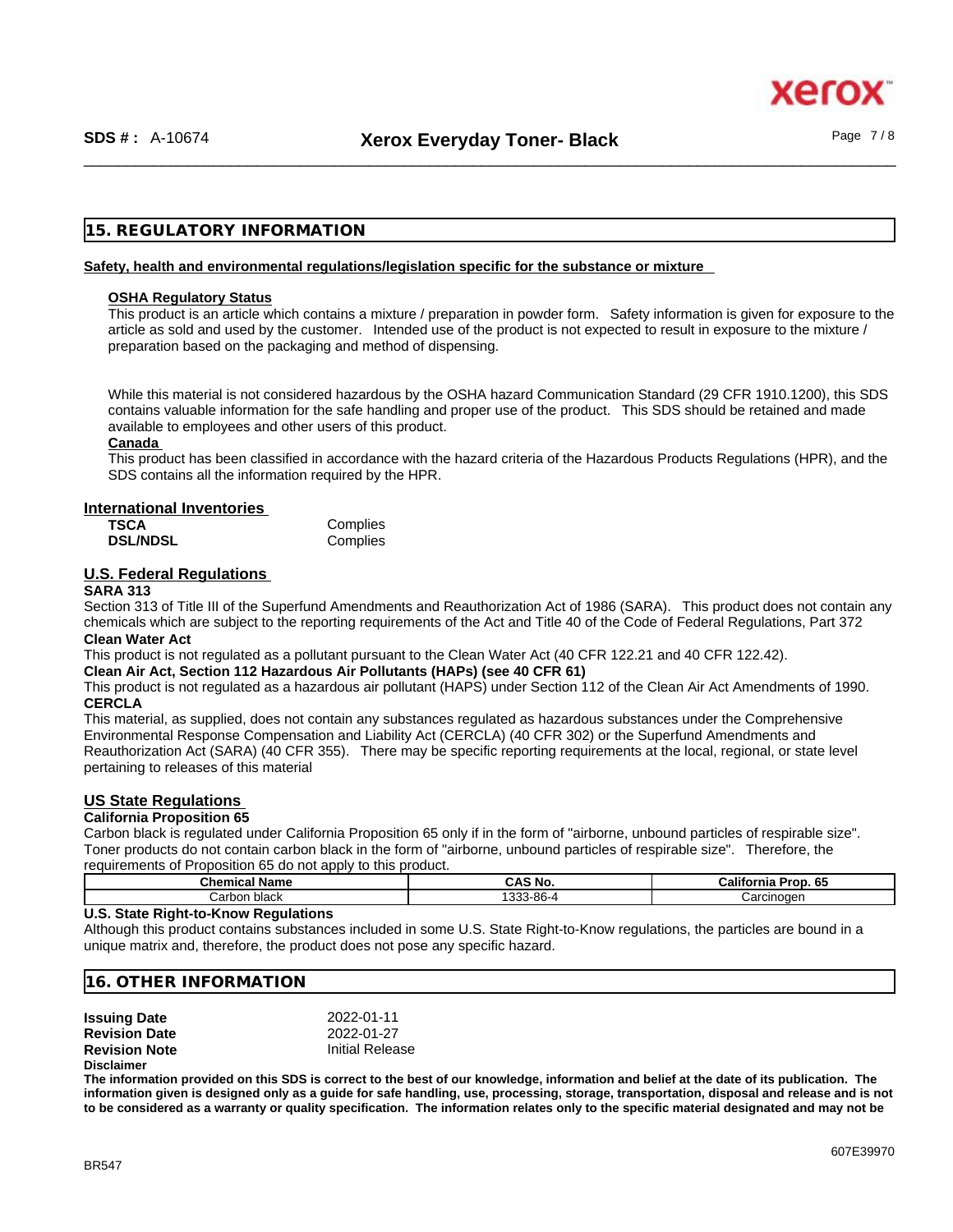## 15. REGULATORY INFORMATION

**Safety, health and environmental regulations/legislation specific for the substance or mixture**

**OSHA Regulatory Status**

This product is an article which contains a mixture / preparation in powder form. Safety information is given for exposure to the article as sold and used by the customer. Intended use of the product is not expected to result in exposure to the mixture / preparation based on the packaging and method of dispensing.

While this material is not considered hazardous by the OSHA hazard Communication Standard (29 CFR 1910.1200), this SDS contains valuable information for the safe handling and proper use of the product. This SDS should be retained and made available to employees and other users of this product.

**Canada**

This product has been classified in accordance with the hazard criteria of the Hazardous Products Regulations (HPR), and the SDS contains all the information required by the HPR.

**International Inventories**

| | |
|---|---|
| **TSCA** | Complies |
| **DSL/NDSL** | Complies |

**U.S. Federal Regulations**

**SARA 313**

Section 313 of Title III of the Superfund Amendments and Reauthorization Act of 1986 (SARA). This product does not contain any chemicals which are subject to the reporting requirements of the Act and Title 40 of the Code of Federal Regulations, Part 372

**Clean Water Act**

This product is not regulated as a pollutant pursuant to the Clean Water Act (40 CFR 122.21 and 40 CFR 122.42).

**Clean Air Act, Section 112 Hazardous Air Pollutants (HAPs) (see 40 CFR 61)**

This product is not regulated as a hazardous air pollutant (HAPS) under Section 112 of the Clean Air Act Amendments of 1990.

**CERCLA**

This material, as supplied, does not contain any substances regulated as hazardous substances under the Comprehensive Environmental Response Compensation and Liability Act (CERCLA) (40 CFR 302) or the Superfund Amendments and Reauthorization Act (SARA) (40 CFR 355). There may be specific reporting requirements at the local, regional, or state level pertaining to releases of this material

**US State Regulations**

**California Proposition 65**

Carbon black is regulated under California Proposition 65 only if in the form of "airborne, unbound particles of respirable size". Toner products do not contain carbon black in the form of "airborne, unbound particles of respirable size". Therefore, the requirements of Proposition 65 do not apply to this product.

| Chemical Name | CAS No. | California Prop. 65 |
|---|---|---|
| Carbon black | 1333-86-4 | Carcinogen |

**U.S. State Right-to-Know Regulations**

Although this product contains substances included in some U.S. State Right-to-Know regulations, the particles are bound in a unique matrix and, therefore, the product does not pose any specific hazard.

## 16. OTHER INFORMATION

| | |
|---|---|
| **Issuing Date** | 2022-01-11 |
| **Revision Date** | 2022-01-27 |
| **Revision Note** | Initial Release |

**Disclaimer**

**The information provided on this SDS is correct to the best of our knowledge, information and belief at the date of its publication. The information given is designed only as a guide for safe handling, use, processing, storage, transportation, disposal and release and is not to be considered as a warranty or quality specification. The information relates only to the specific material designated and may not be**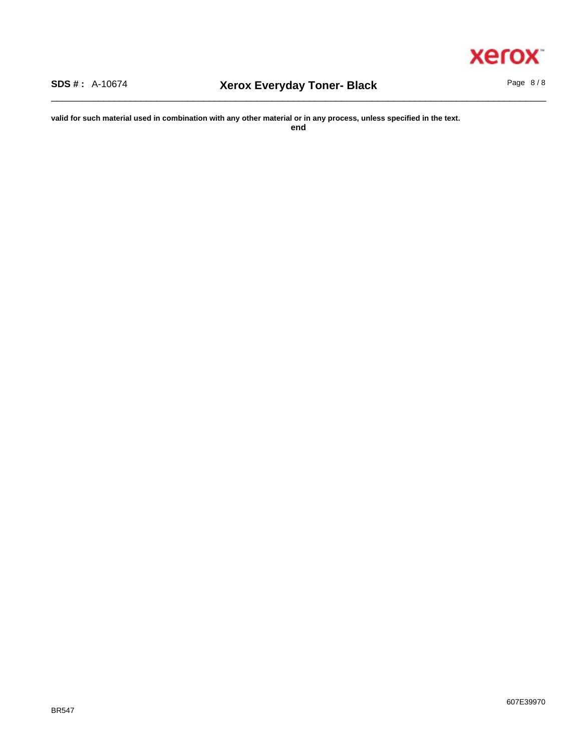**valid for such material used in combination with any other material or in any process, unless specified in the text.**

**end**